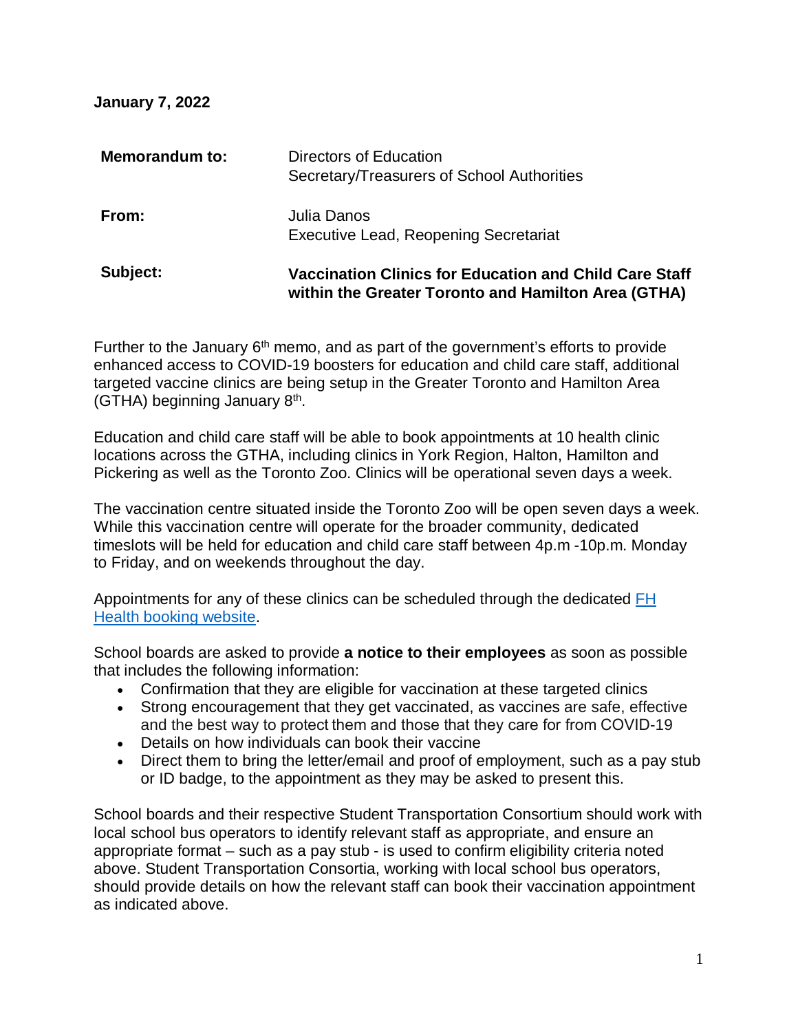**January 7, 2022**

| | |
|---|---|
| **Memorandum to:** | Directors of Education<br>Secretary/Treasurers of School Authorities |
| **From:** | Julia Danos<br>Executive Lead, Reopening Secretariat |
| **Subject:** | **Vaccination Clinics for Education and Child Care Staff within the Greater Toronto and Hamilton Area (GTHA)** |

Further to the January 6th memo, and as part of the government's efforts to provide enhanced access to COVID-19 boosters for education and child care staff, additional targeted vaccine clinics are being setup in the Greater Toronto and Hamilton Area (GTHA) beginning January 8th.

Education and child care staff will be able to book appointments at 10 health clinic locations across the GTHA, including clinics in York Region, Halton, Hamilton and Pickering as well as the Toronto Zoo. Clinics will be operational seven days a week.

The vaccination centre situated inside the Toronto Zoo will be open seven days a week. While this vaccination centre will operate for the broader community, dedicated timeslots will be held for education and child care staff between 4p.m -10p.m. Monday to Friday, and on weekends throughout the day.

Appointments for any of these clinics can be scheduled through the dedicated FH Health booking website.

School boards are asked to provide **a notice to their employees** as soon as possible that includes the following information:

- Confirmation that they are eligible for vaccination at these targeted clinics
- Strong encouragement that they get vaccinated, as vaccines are safe, effective and the best way to protect them and those that they care for from COVID-19
- Details on how individuals can book their vaccine
- Direct them to bring the letter/email and proof of employment, such as a pay stub or ID badge, to the appointment as they may be asked to present this.

School boards and their respective Student Transportation Consortium should work with local school bus operators to identify relevant staff as appropriate, and ensure an appropriate format – such as a pay stub - is used to confirm eligibility criteria noted above. Student Transportation Consortia, working with local school bus operators, should provide details on how the relevant staff can book their vaccination appointment as indicated above.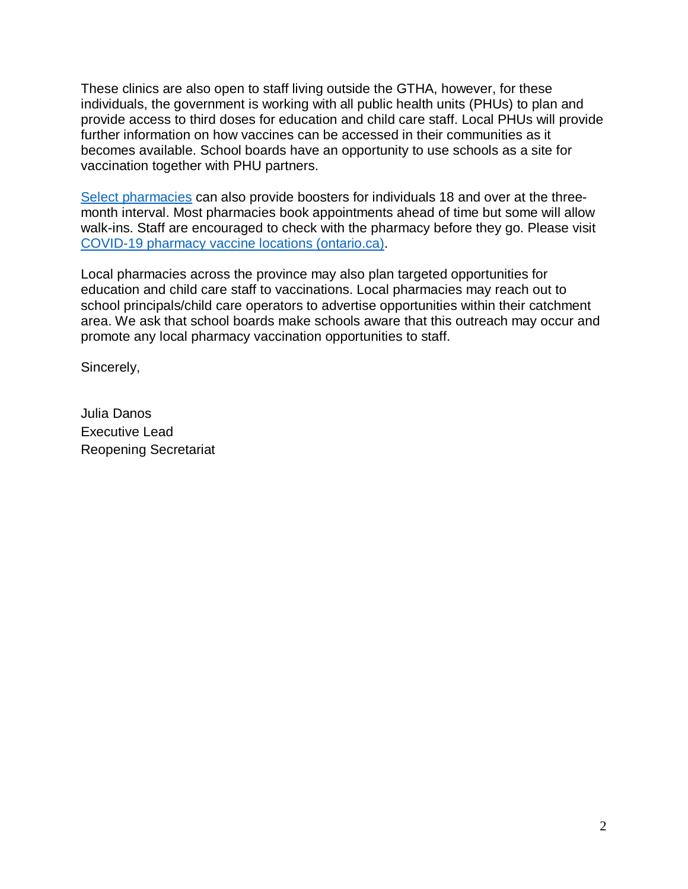These clinics are also open to staff living outside the GTHA, however, for these individuals, the government is working with all public health units (PHUs) to plan and provide access to third doses for education and child care staff. Local PHUs will provide further information on how vaccines can be accessed in their communities as it becomes available. School boards have an opportunity to use schools as a site for vaccination together with PHU partners.

Select pharmacies can also provide boosters for individuals 18 and over at the three-month interval. Most pharmacies book appointments ahead of time but some will allow walk-ins. Staff are encouraged to check with the pharmacy before they go. Please visit COVID-19 pharmacy vaccine locations (ontario.ca).

Local pharmacies across the province may also plan targeted opportunities for education and child care staff to vaccinations. Local pharmacies may reach out to school principals/child care operators to advertise opportunities within their catchment area. We ask that school boards make schools aware that this outreach may occur and promote any local pharmacy vaccination opportunities to staff.

Sincerely,

Julia Danos
Executive Lead
Reopening Secretariat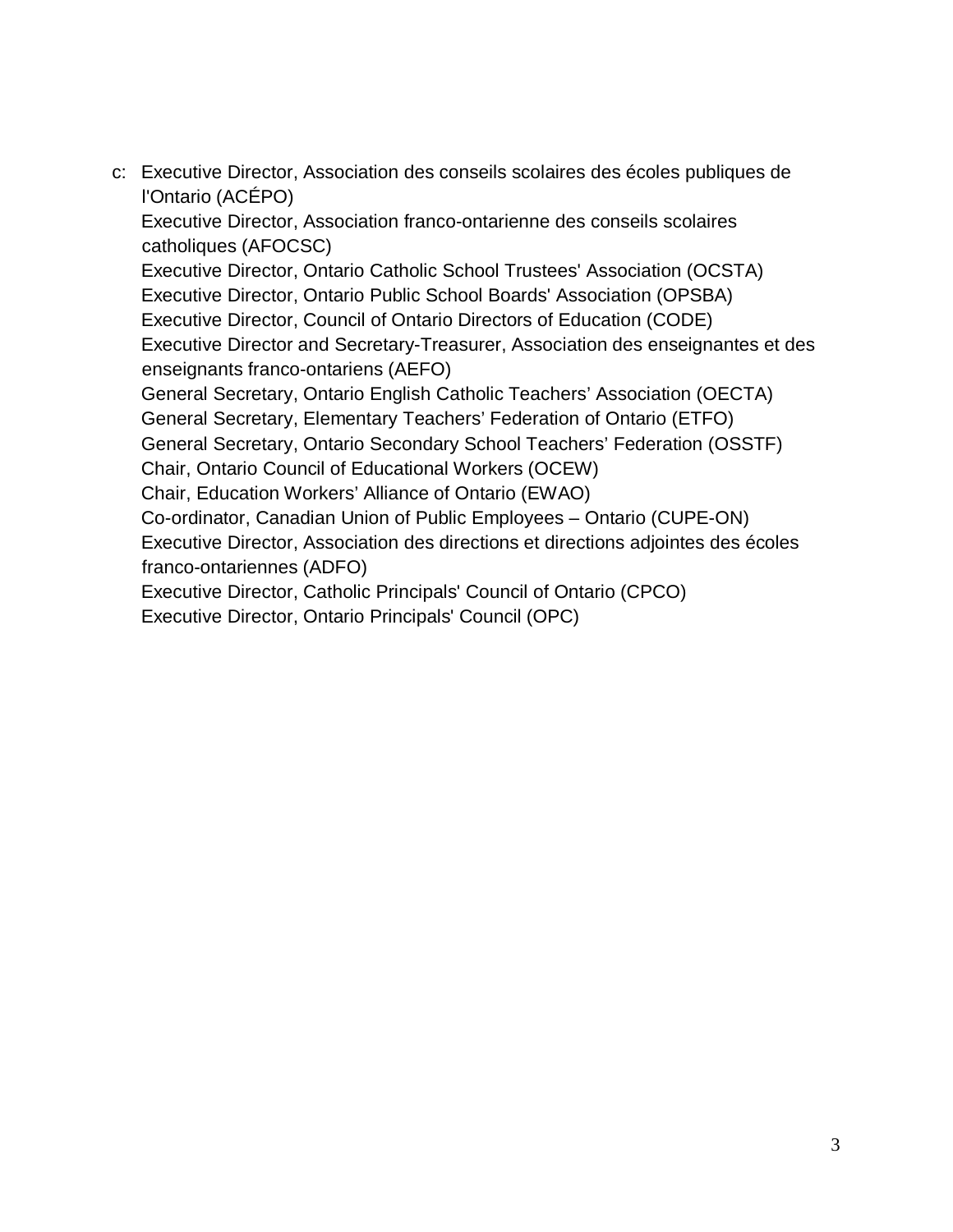c: Executive Director, Association des conseils scolaires des écoles publiques de l'Ontario (ACÉPO)
Executive Director, Association franco-ontarienne des conseils scolaires catholiques (AFOCSC)
Executive Director, Ontario Catholic School Trustees' Association (OCSTA)
Executive Director, Ontario Public School Boards' Association (OPSBA)
Executive Director, Council of Ontario Directors of Education (CODE)
Executive Director and Secretary-Treasurer, Association des enseignantes et des enseignants franco-ontariens (AEFO)
General Secretary, Ontario English Catholic Teachers' Association (OECTA)
General Secretary, Elementary Teachers' Federation of Ontario (ETFO)
General Secretary, Ontario Secondary School Teachers' Federation (OSSTF)
Chair, Ontario Council of Educational Workers (OCEW)
Chair, Education Workers' Alliance of Ontario (EWAO)
Co-ordinator, Canadian Union of Public Employees – Ontario (CUPE-ON)
Executive Director, Association des directions et directions adjointes des écoles franco-ontariennes (ADFO)
Executive Director, Catholic Principals' Council of Ontario (CPCO)
Executive Director, Ontario Principals' Council (OPC)